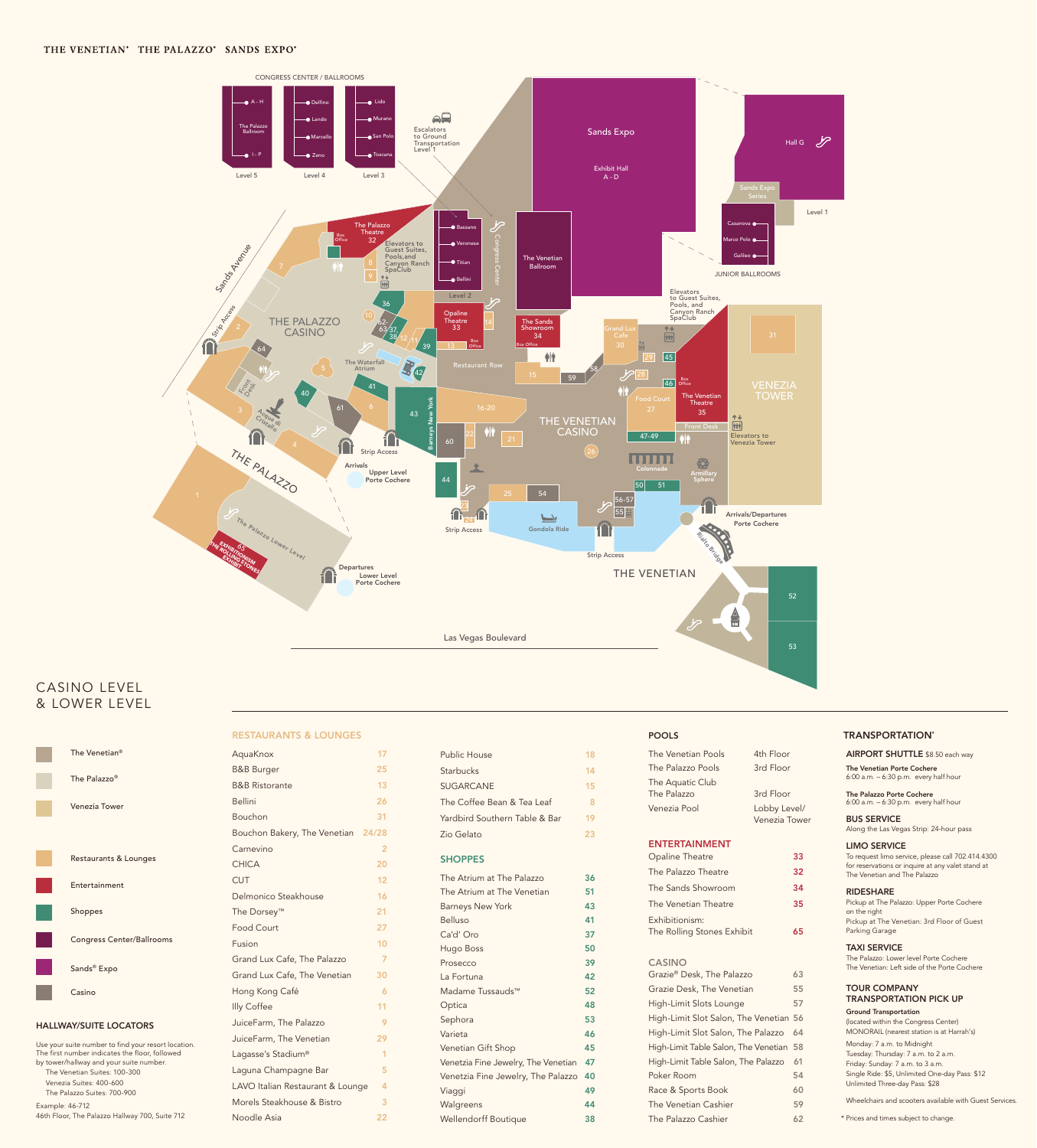THE VENETIAN® THE PALAZZO® SANDS EXPO®

# CASINO LEVEL & LOWER LEVEL

- The Venetian®
- The Palazzo®
- Venezia Tower
- Restaurants & Lounges
- Entertainment
- Shoppes
- Congress Center/Ballrooms
- Sands® Expo
- Casino

## HALLWAY/SUITE LOCATORS

Use your suite number to find your resort location. The first number indicates the floor, followed by tower/hallway and your suite number.

The Venetian Suites: 100-300
Venezia Suites: 400-600
The Palazzo Suites: 700-900

Example: 46-712
46th Floor, The Palazzo Hallway 700, Suite 712

## RESTAURANTS & LOUNGES

| Name | No. |
|---|---|
| AquaKnox | 17 |
| B&B Burger | 25 |
| B&B Ristorante | 13 |
| Bellini | 26 |
| Bouchon | 31 |
| Bouchon Bakery, The Venetian | 24/28 |
| Carnevino | 2 |
| CHICA | 20 |
| CUT | 12 |
| Delmonico Steakhouse | 16 |
| The Dorsey™ | 21 |
| Food Court | 27 |
| Fusion | 10 |
| Grand Lux Cafe, The Palazzo | 7 |
| Grand Lux Cafe, The Venetian | 30 |
| Hong Kong Café | 6 |
| Illy Coffee | 11 |
| JuiceFarm, The Palazzo | 9 |
| JuiceFarm, The Venetian | 29 |
| Lagasse's Stadium® | 1 |
| Laguna Champagne Bar | 5 |
| LAVO Italian Restaurant & Lounge | 4 |
| Morels Steakhouse & Bistro | 3 |
| Noodle Asia | 22 |
| Public House | 18 |
| Starbucks | 14 |
| SUGARCANE | 15 |
| The Coffee Bean & Tea Leaf | 8 |
| Yardbird Southern Table & Bar | 19 |
| Zio Gelato | 23 |

## SHOPPES

| Name | No. |
|---|---|
| The Atrium at The Palazzo | 36 |
| The Atrium at The Venetian | 51 |
| Barneys New York | 43 |
| Belluso | 41 |
| Ca'd' Oro | 37 |
| Hugo Boss | 50 |
| Prosecco | 39 |
| La Fortuna | 42 |
| Madame Tussauds™ | 52 |
| Optica | 48 |
| Sephora | 53 |
| Varieta | 46 |
| Venetian Gift Shop | 45 |
| Venetzia Fine Jewelry, The Venetian | 47 |
| Venetzia Fine Jewelry, The Palazzo | 40 |
| Viaggi | 49 |
| Walgreens | 44 |
| Wellendorff Boutique | 38 |

## POOLS

| Name | Location |
|---|---|
| The Venetian Pools | 4th Floor |
| The Palazzo Pools | 3rd Floor |
| The Aquatic Club The Palazzo | 3rd Floor |
| Venezia Pool | Lobby Level/ Venezia Tower |

## ENTERTAINMENT

| Name | No. |
|---|---|
| Opaline Theatre | 33 |
| The Palazzo Theatre | 32 |
| The Sands Showroom | 34 |
| The Venetian Theatre | 35 |
| Exhibitionism: The Rolling Stones Exhibit | 65 |

## CASINO

| Name | No. |
|---|---|
| Grazie® Desk, The Palazzo | 63 |
| Grazie Desk, The Venetian | 55 |
| High-Limit Slots Lounge | 57 |
| High-Limit Slot Salon, The Venetian | 56 |
| High-Limit Slot Salon, The Palazzo | 64 |
| High-Limit Table Salon, The Venetian | 58 |
| High-Limit Table Salon, The Palazzo | 61 |
| Poker Room | 54 |
| Race & Sports Book | 60 |
| The Venetian Cashier | 59 |
| The Palazzo Cashier | 62 |

## TRANSPORTATION*

**AIRPORT SHUTTLE** $8.50 each way

**The Venetian Porte Cochere**
6:00 a.m. – 6:30 p.m. every half hour

**The Palazzo Porte Cochere**
6:00 a.m. – 6:30 p.m. every half hour

**BUS SERVICE**
Along the Las Vegas Strip: 24-hour pass

**LIMO SERVICE**
To request limo service, please call 702.414.4300 for reservations or inquire at any valet stand at The Venetian and The Palazzo

**RIDESHARE**
Pickup at The Palazzo: Upper Porte Cochere on the right
Pickup at The Venetian: 3rd Floor of Guest Parking Garage

**TAXI SERVICE**
The Palazzo: Lower level Porte Cochere
The Venetian: Left side of the Porte Cochere

**TOUR COMPANY TRANSPORTATION PICK UP**

**Ground Transportation**
(located within the Congress Center)
MONORAIL (nearest station is at Harrah's)

Monday: 7 a.m. to Midnight
Tuesday: Thursday: 7 a.m. to 2 a.m.
Friday: Sunday: 7 a.m. to 3 a.m.
Single Ride: $5, Unlimited One-day Pass: $12
Unlimited Three-day Pass: $28

Wheelchairs and scooters available with Guest Services.

* Prices and times subject to change.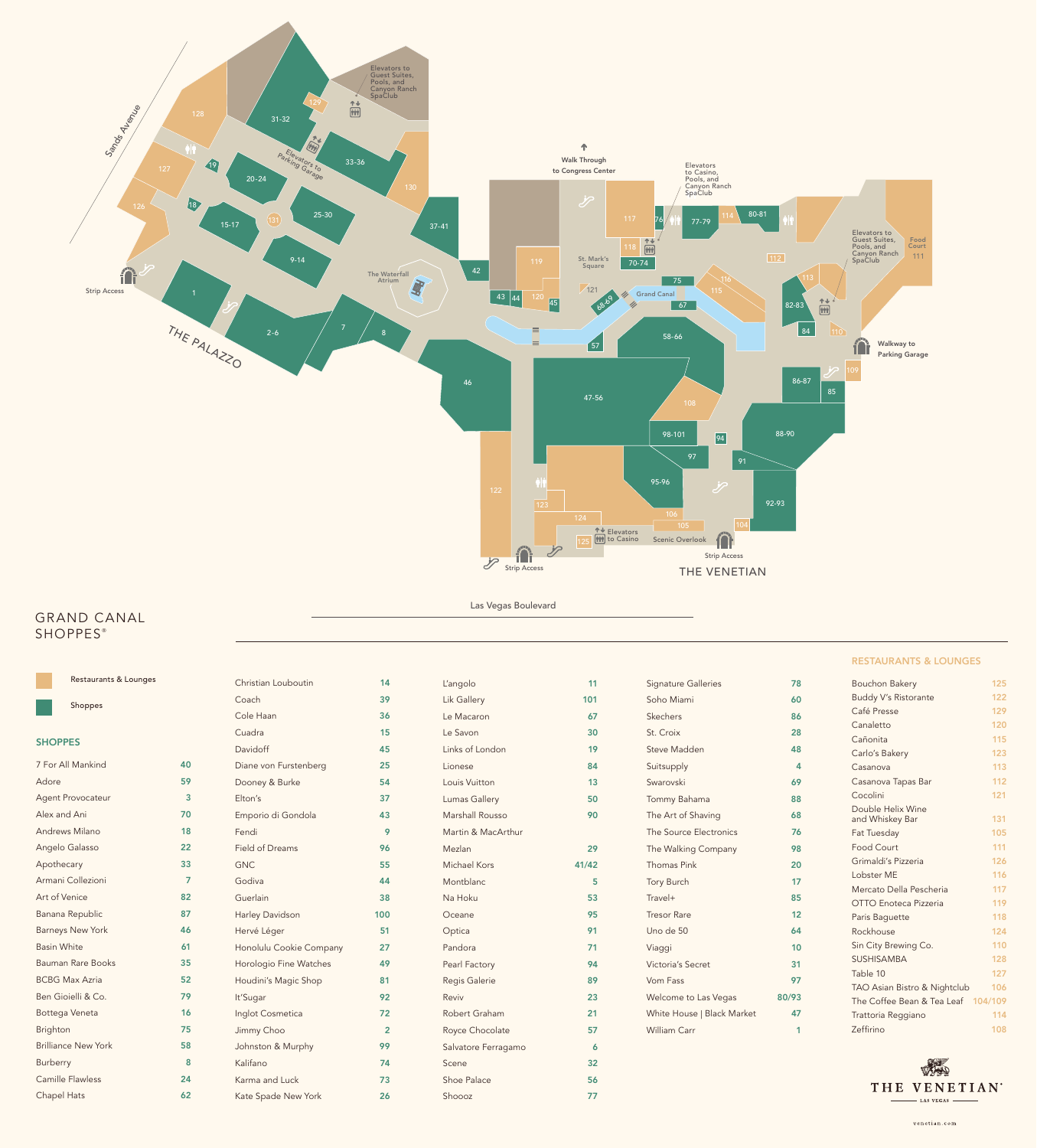# GRAND CANAL SHOPPES®

Restaurants & Lounges

Shoppes

## SHOPPES

| Shop | No. |
|---|---|
| 7 For All Mankind | 40 |
| Adore | 59 |
| Agent Provocateur | 3 |
| Alex and Ani | 70 |
| Andrews Milano | 18 |
| Angelo Galasso | 22 |
| Apothecary | 33 |
| Armani Collezioni | 7 |
| Art of Venice | 82 |
| Banana Republic | 87 |
| Barneys New York | 46 |
| Basin White | 61 |
| Bauman Rare Books | 35 |
| BCBG Max Azria | 52 |
| Ben Gioielli & Co. | 79 |
| Bottega Veneta | 16 |
| Brighton | 75 |
| Brilliance New York | 58 |
| Burberry | 8 |
| Camille Flawless | 24 |
| Chapel Hats | 62 |
| Christian Louboutin | 14 |
| Coach | 39 |
| Cole Haan | 36 |
| Cuadra | 15 |
| Davidoff | 45 |
| Diane von Furstenberg | 25 |
| Dooney & Burke | 54 |
| Elton's | 37 |
| Emporio di Gondola | 43 |
| Fendi | 9 |
| Field of Dreams | 96 |
| GNC | 55 |
| Godiva | 44 |
| Guerlain | 38 |
| Harley Davidson | 100 |
| Hervé Léger | 51 |
| Honolulu Cookie Company | 27 |
| Horologio Fine Watches | 49 |
| Houdini's Magic Shop | 81 |
| It'Sugar | 92 |
| Inglot Cosmetica | 72 |
| Jimmy Choo | 2 |
| Johnston & Murphy | 99 |
| Kalifano | 74 |
| Karma and Luck | 73 |
| Kate Spade New York | 26 |
| L'angolo | 11 |
| Lik Gallery | 101 |
| Le Macaron | 67 |
| Le Savon | 30 |
| Links of London | 19 |
| Lionese | 84 |
| Louis Vuitton | 13 |
| Lumas Gallery | 50 |
| Marshall Rousso | 90 |
| Martin & MacArthur | |
| Mezlan | 29 |
| Michael Kors | 41/42 |
| Montblanc | 5 |
| Na Hoku | 53 |
| Oceane | 95 |
| Optica | 91 |
| Pandora | 71 |
| Pearl Factory | 94 |
| Regis Galerie | 89 |
| Reviv | 23 |
| Robert Graham | 21 |
| Royce Chocolate | 57 |
| Salvatore Ferragamo | 6 |
| Scene | 32 |
| Shoe Palace | 56 |
| Shoooz | 77 |
| Signature Galleries | 78 |
| Soho Miami | 60 |
| Skechers | 86 |
| St. Croix | 28 |
| Steve Madden | 48 |
| Suitsupply | 4 |
| Swarovski | 69 |
| Tommy Bahama | 88 |
| The Art of Shaving | 68 |
| The Source Electronics | 76 |
| The Walking Company | 98 |
| Thomas Pink | 20 |
| Tory Burch | 17 |
| Travel+ | 85 |
| Tresor Rare | 12 |
| Uno de 50 | 64 |
| Viaggi | 10 |
| Victoria's Secret | 31 |
| Vom Fass | 97 |
| Welcome to Las Vegas | 80/93 |
| White House \| Black Market | 47 |
| William Carr | 1 |

## RESTAURANTS & LOUNGES

| Restaurant | No. |
|---|---|
| Bouchon Bakery | 125 |
| Buddy V's Ristorante | 122 |
| Café Presse | 129 |
| Canaletto | 120 |
| Cañonita | 115 |
| Carlo's Bakery | 123 |
| Casanova | 113 |
| Casanova Tapas Bar | 112 |
| Cocolini | 121 |
| Double Helix Wine and Whiskey Bar | 131 |
| Fat Tuesday | 105 |
| Food Court | 111 |
| Grimaldi's Pizzeria | 126 |
| Lobster ME | 116 |
| Mercato Della Pescheria | 117 |
| OTTO Enoteca Pizzeria | 119 |
| Paris Baguette | 118 |
| Rockhouse | 124 |
| Sin City Brewing Co. | 110 |
| SUSHISAMBA | 128 |
| Table 10 | 127 |
| TAO Asian Bistro & Nightclub | 106 |
| The Coffee Bean & Tea Leaf | 104/109 |
| Trattoria Reggiano | 114 |
| Zeffirino | 108 |

THE VENETIAN® LAS VEGAS

venetian.com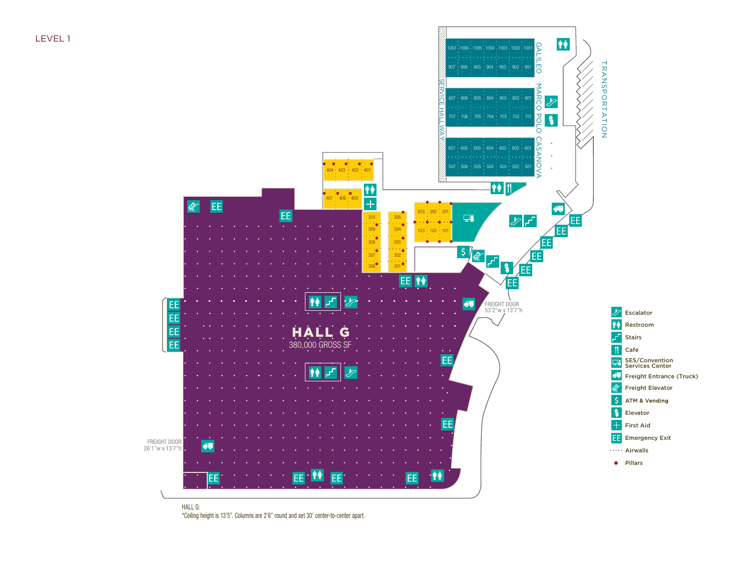# LEVEL 1

GALILEO

MARCO POLO

CASANOVA

SERVICE HALLWAY

TRANSPORTATION

1007 1006 1005 1004 1003 1002 1001

907 906 905 904 903 902 901

807 806 805 804 803 802 801

707 706 705 704 703 702 701

607 606 605 604 603 602 601

507 506 505 504 503 502 501

404 403 402 401

407 406 405

310 309 308 307 306

305 304 303 302 301

203 202 201

103 102 101

HALL G
380,000 GROSS SF

FREIGHT DOOR
53'2"w x 13'7"h

FREIGHT DOOR
26'1"w x 13'7"h

- Escalator
- Restroom
- Stairs
- Cafe
- SES/Convention Services Center
- Freight Entrance (Truck)
- Freight Elevator
- ATM & Vending
- Elevator
- First Aid
- EE Emergency Exit
- Airwalls
- Pillars

HALL G:
*Ceiling height is 13'5". Columns are 2'6" round and set 30' center-to-center apart.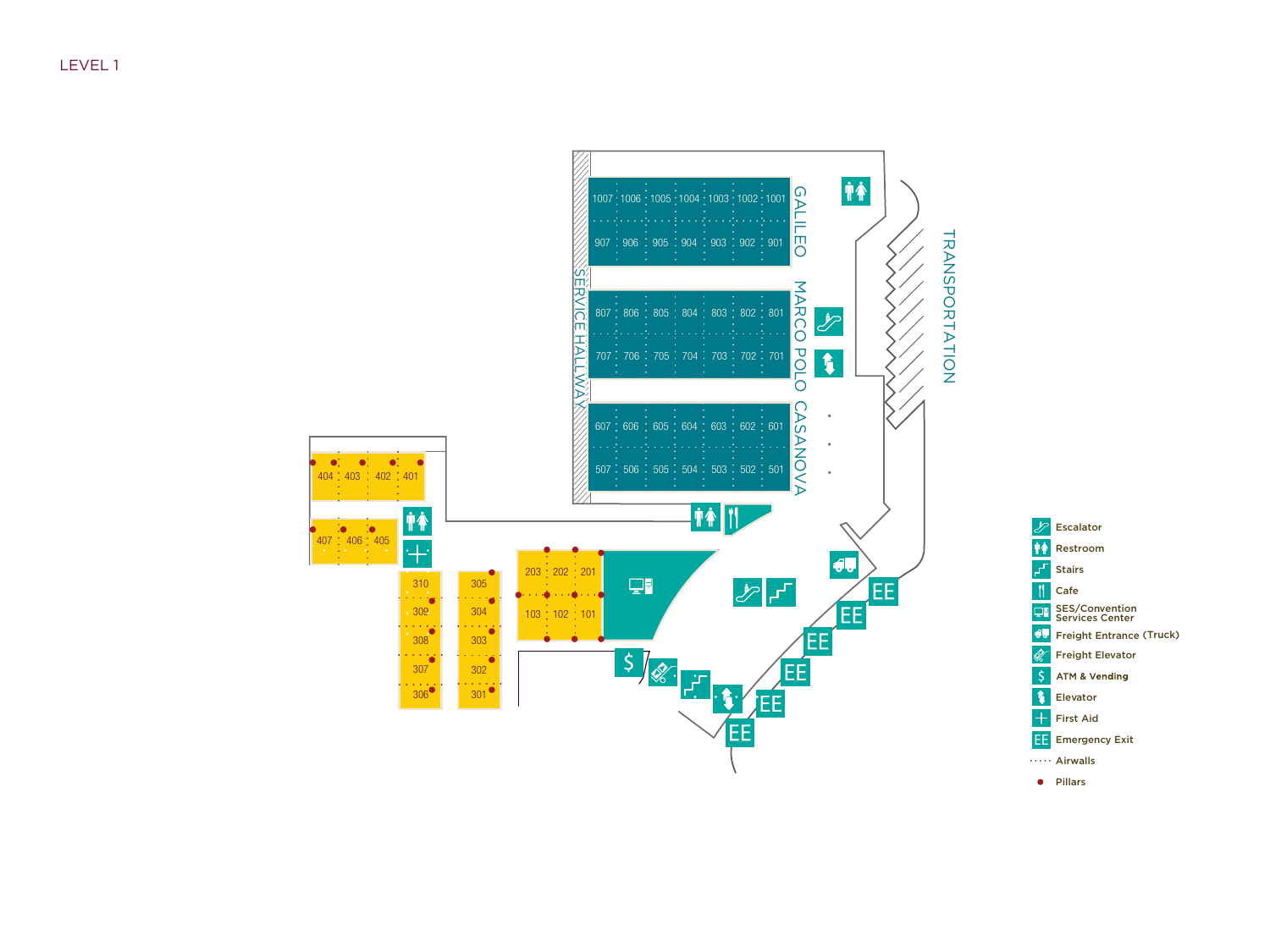# LEVEL 1

GALILEO

| 1007 | 1006 | 1005 | 1004 | 1003 | 1002 | 1001 |
|---|---|---|---|---|---|---|
| 907 | 906 | 905 | 904 | 903 | 902 | 901 |

MARCO POLO

| 807 | 806 | 805 | 804 | 803 | 802 | 801 |
|---|---|---|---|---|---|---|
| 707 | 706 | 705 | 704 | 703 | 702 | 701 |

CASANOVA

| 607 | 606 | 605 | 604 | 603 | 602 | 601 |
|---|---|---|---|---|---|---|
| 507 | 506 | 505 | 504 | 503 | 502 | 501 |

SERVICE HALLWAY

TRANSPORTATION

| 404 | 403 | 402 | 401 |
|---|---|---|---|

| 407 | 406 | 405 |
|---|---|---|

| 310 | 305 |
|---|---|
| 309 | 304 |
| 308 | 303 |
| 307 | 302 |
| 306 | 301 |

| 203 | 202 | 201 |
|---|---|---|
| 103 | 102 | 101 |

EE EE EE EE EE EE

- Escalator
- Restroom
- Stairs
- Cafe
- SES/Convention Services Center
- Freight Entrance (Truck)
- Freight Elevator
- ATM & Vending
- Elevator
- First Aid
- EE Emergency Exit
- Airwalls
- Pillars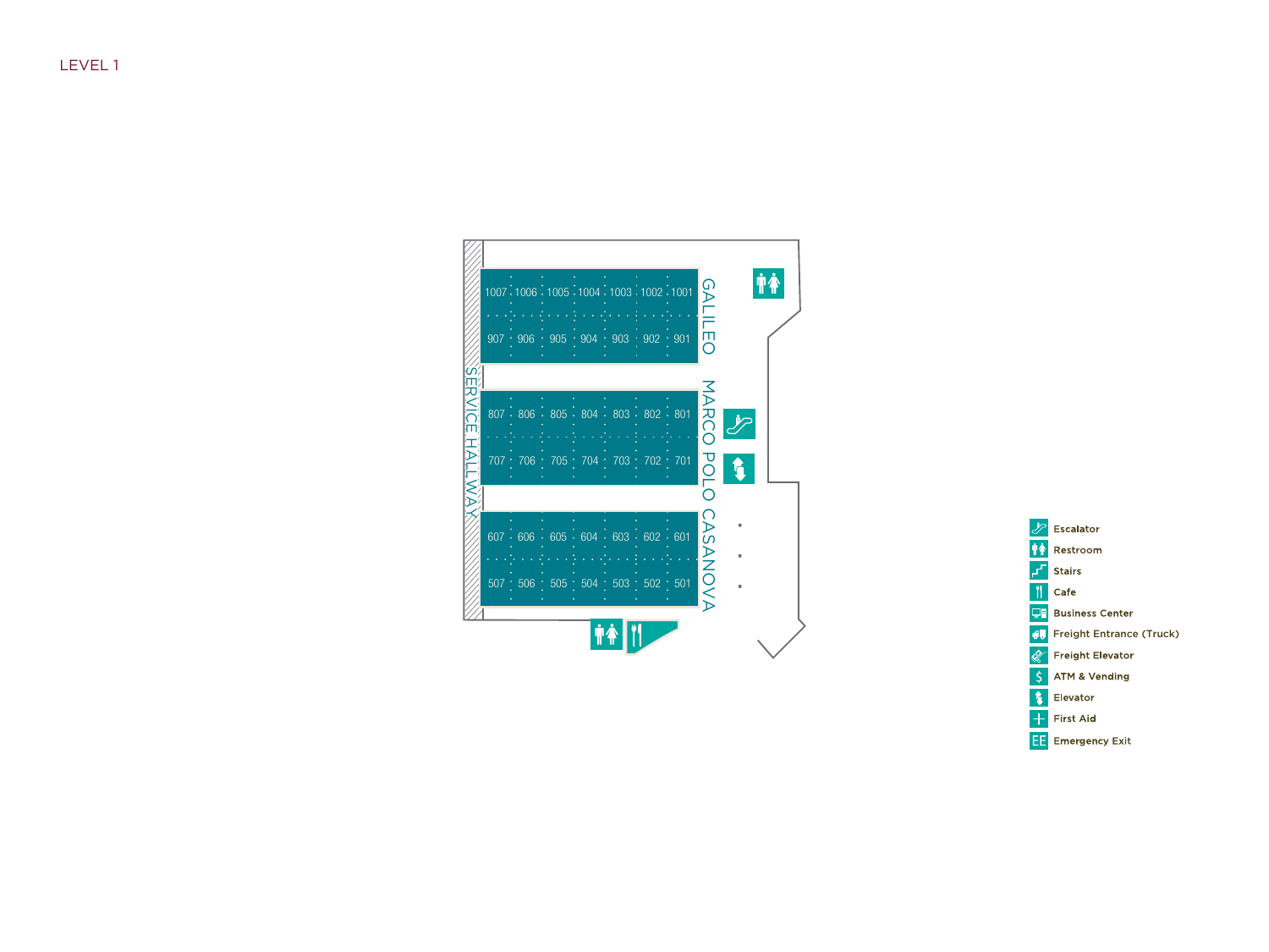# LEVEL 1

| 1007 | 1006 | 1005 | 1004 | 1003 | 1002 | 1001 |
|---|---|---|---|---|---|---|
| 907 | 906 | 905 | 904 | 903 | 902 | 901 |

GALILEO

| 807 | 806 | 805 | 804 | 803 | 802 | 801 |
|---|---|---|---|---|---|---|
| 707 | 706 | 705 | 704 | 703 | 702 | 701 |

MARCO POLO

| 607 | 606 | 605 | 604 | 603 | 602 | 601 |
|---|---|---|---|---|---|---|
| 507 | 506 | 505 | 504 | 503 | 502 | 501 |

CASANOVA

SERVICE HALLWAY

- Escalator
- Restroom
- Stairs
- Cafe
- Business Center
- Freight Entrance (Truck)
- Freight Elevator
- ATM & Vending
- Elevator
- First Aid
- Emergency Exit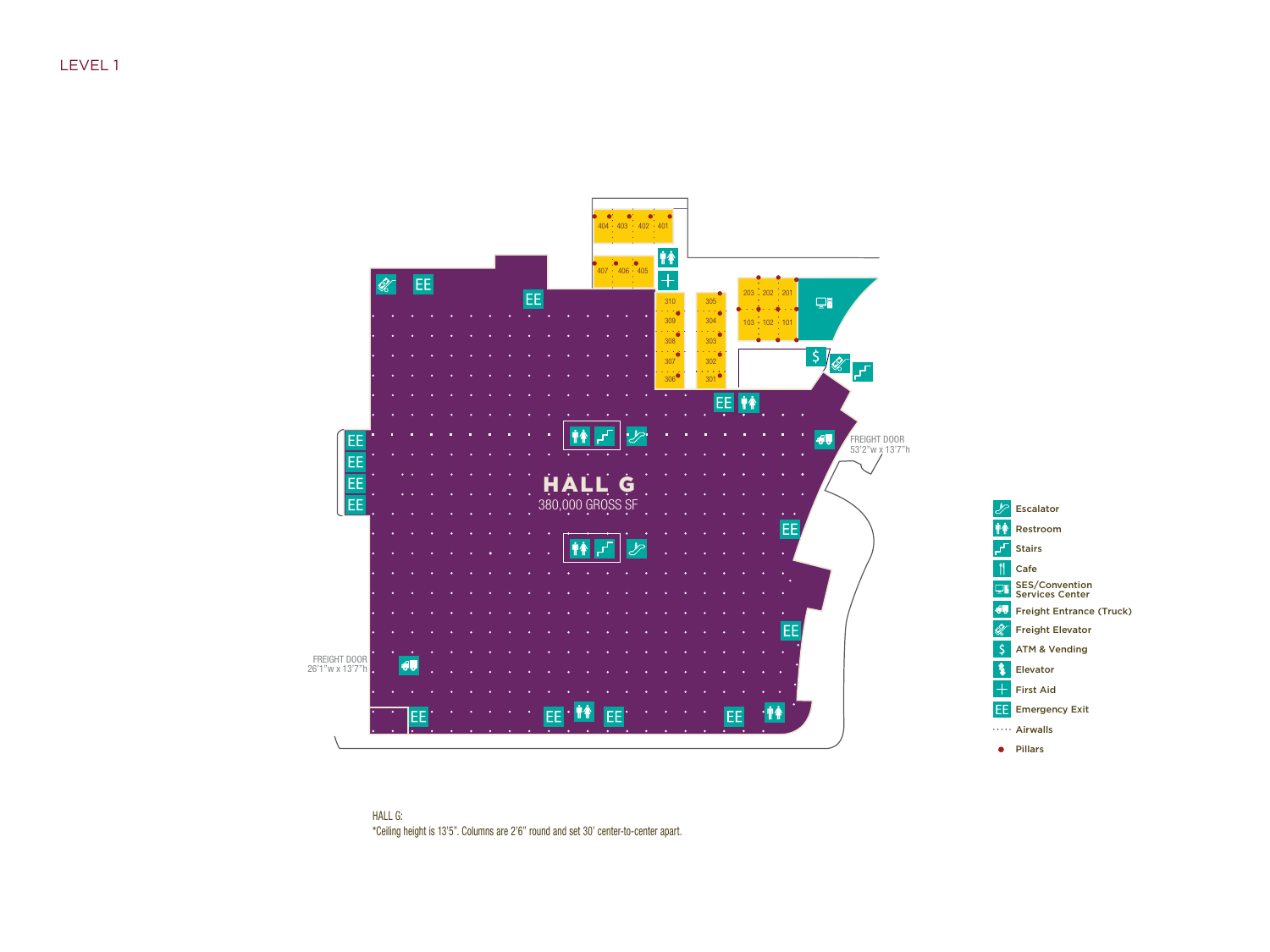# LEVEL 1

HALL G
380,000 GROSS SF

404 · 403 · 402 · 401

407 · 406 · 405

310, 309, 308, 307, 306

305, 304, 303, 302, 301

203 · 202 · 201

103 · 102 · 101

FREIGHT DOOR
53'2"w x 13'7"h

FREIGHT DOOR
26'1"w x 13'7"h

- Escalator
- Restroom
- Stairs
- Cafe
- SES/Convention Services Center
- Freight Entrance (Truck)
- Freight Elevator
- ATM & Vending
- Elevator
- First Aid
- Emergency Exit
- Airwalls
- Pillars

HALL G:
*Ceiling height is 13'5". Columns are 2'6" round and set 30' center-to-center apart.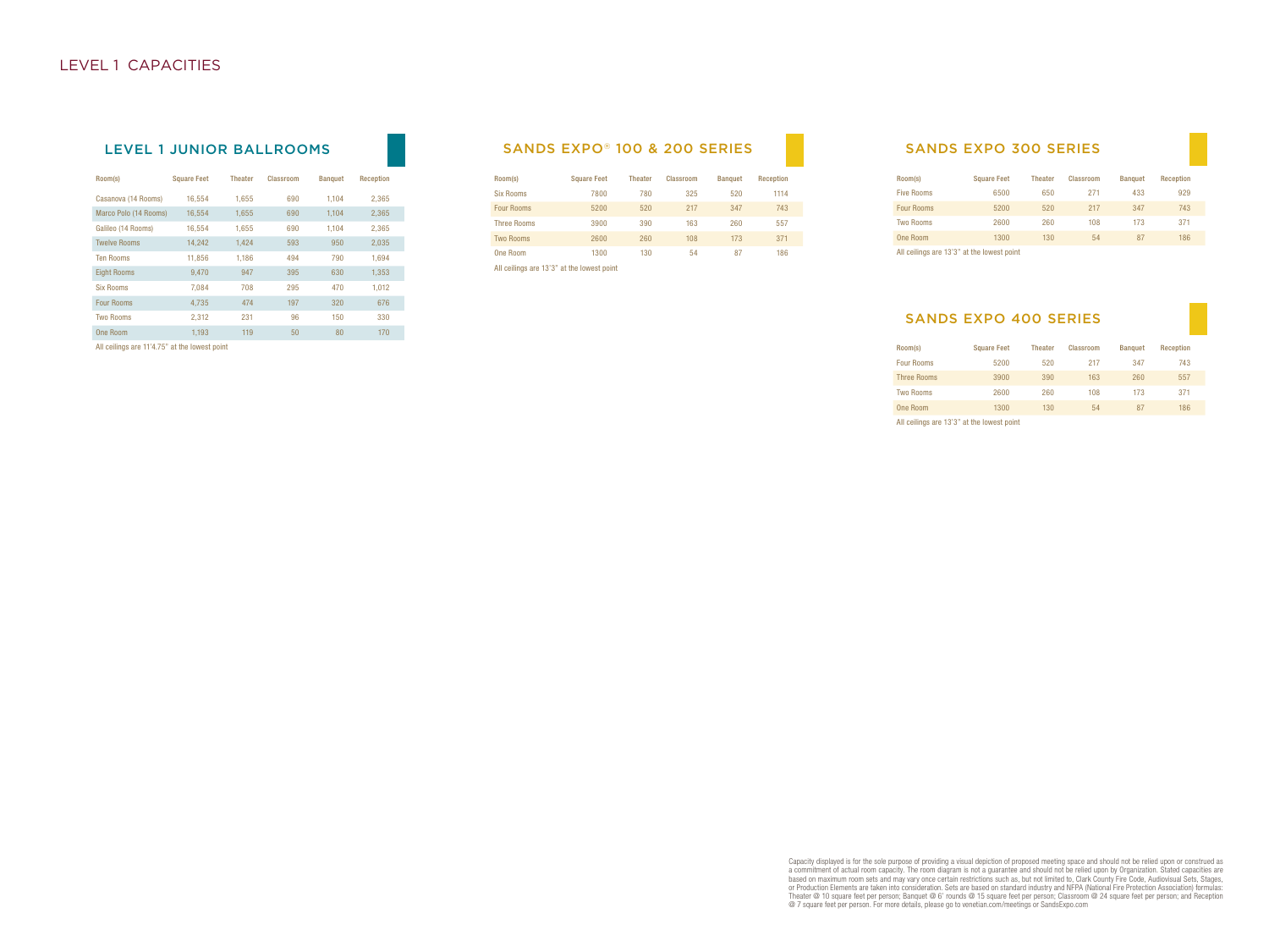# LEVEL 1 CAPACITIES

## LEVEL 1 JUNIOR BALLROOMS

| Room(s) | Square Feet | Theater | Classroom | Banquet | Reception |
|---|---|---|---|---|---|
| Casanova (14 Rooms) | 16,554 | 1,655 | 690 | 1,104 | 2,365 |
| Marco Polo (14 Rooms) | 16,554 | 1,655 | 690 | 1,104 | 2,365 |
| Galileo (14 Rooms) | 16,554 | 1,655 | 690 | 1,104 | 2,365 |
| Twelve Rooms | 14,242 | 1,424 | 593 | 950 | 2,035 |
| Ten Rooms | 11,856 | 1,186 | 494 | 790 | 1,694 |
| Eight Rooms | 9,470 | 947 | 395 | 630 | 1,353 |
| Six Rooms | 7,084 | 708 | 295 | 470 | 1,012 |
| Four Rooms | 4,735 | 474 | 197 | 320 | 676 |
| Two Rooms | 2,312 | 231 | 96 | 150 | 330 |
| One Room | 1,193 | 119 | 50 | 80 | 170 |

All ceilings are 11'4.75" at the lowest point

## SANDS EXPO® 100 & 200 SERIES

| Room(s) | Square Feet | Theater | Classroom | Banquet | Reception |
|---|---|---|---|---|---|
| Six Rooms | 7800 | 780 | 325 | 520 | 1114 |
| Four Rooms | 5200 | 520 | 217 | 347 | 743 |
| Three Rooms | 3900 | 390 | 163 | 260 | 557 |
| Two Rooms | 2600 | 260 | 108 | 173 | 371 |
| One Room | 1300 | 130 | 54 | 87 | 186 |

All ceilings are 13'3" at the lowest point

## SANDS EXPO 300 SERIES

| Room(s) | Square Feet | Theater | Classroom | Banquet | Reception |
|---|---|---|---|---|---|
| Five Rooms | 6500 | 650 | 271 | 433 | 929 |
| Four Rooms | 5200 | 520 | 217 | 347 | 743 |
| Two Rooms | 2600 | 260 | 108 | 173 | 371 |
| One Room | 1300 | 130 | 54 | 87 | 186 |

All ceilings are 13'3" at the lowest point

## SANDS EXPO 400 SERIES

| Room(s) | Square Feet | Theater | Classroom | Banquet | Reception |
|---|---|---|---|---|---|
| Four Rooms | 5200 | 520 | 217 | 347 | 743 |
| Three Rooms | 3900 | 390 | 163 | 260 | 557 |
| Two Rooms | 2600 | 260 | 108 | 173 | 371 |
| One Room | 1300 | 130 | 54 | 87 | 186 |

All ceilings are 13'3" at the lowest point

Capacity displayed is for the sole purpose of providing a visual depiction of proposed meeting space and should not be relied upon or construed as a commitment of actual room capacity. The room diagram is not a guarantee and should not be relied upon by Organization. Stated capacities are based on maximum room sets and may vary once certain restrictions such as, but not limited to, Clark County Fire Code, Audiovisual Sets, Stages, or Production Elements are taken into consideration. Sets are based on standard industry and NFPA (National Fire Protection Association) formulas: Theater @ 10 square feet per person; Banquet @ 6' rounds @ 15 square feet per person; Classroom @ 24 square feet per person; and Reception @ 7 square feet per person. For more details, please go to venetian.com/meetings or SandsExpo.com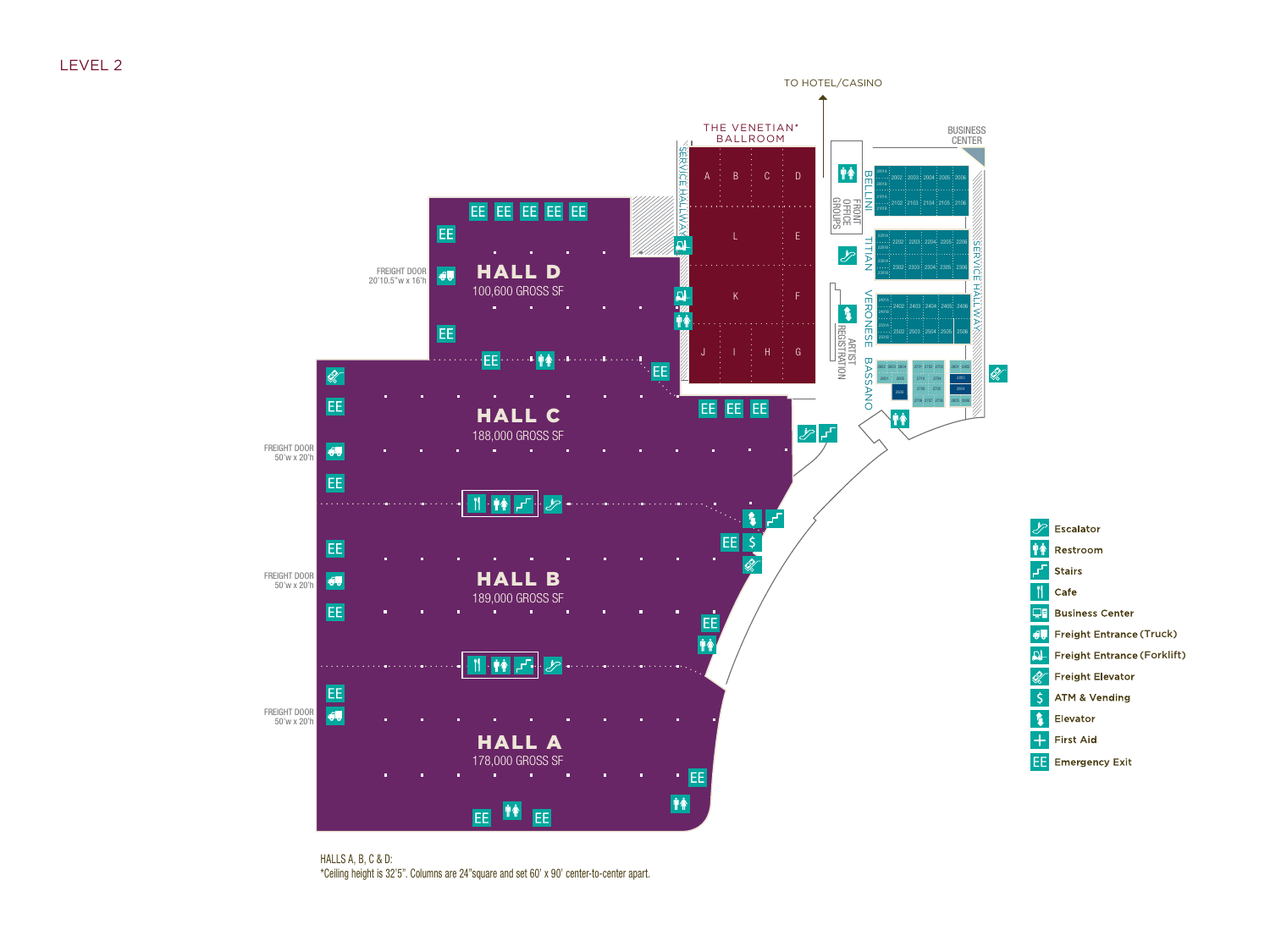# LEVEL 2

TO HOTEL/CASINO

THE VENETIAN* BALLROOM

A B C D
L E
K F
J I H G

SERVICE HALLWAY

FRONT OFFICE GROUPS

BELLINI

TITIAN

VERONESE

BASSANO

ARTIST REGISTRATION

BUSINESS CENTER

SERVICE HALLWAY

2002 2003 2004 2005 2006
2102 2103 2104 2105 2106
2202 2203 2204 2205 2206
2302 2303 2304 2305 2306
2402 2403 2404 2405 2406
2502 2503 2504 2505 2506

FREIGHT DOOR 20'10.5"w x 16'h

**HALL D**
100,600 GROSS SF

FREIGHT DOOR 50'w x 20'h

**HALL C**
188,000 GROSS SF

FREIGHT DOOR 50'w x 20'h

**HALL B**
189,000 GROSS SF

FREIGHT DOOR 50'w x 20'h

**HALL A**
178,000 GROSS SF

- Escalator
- Restroom
- Stairs
- Cafe
- Business Center
- Freight Entrance (Truck)
- Freight Entrance (Forklift)
- Freight Elevator
- ATM & Vending
- Elevator
- First Aid
- EE Emergency Exit

HALLS A, B, C & D:
*Ceiling height is 32'5". Columns are 24"square and set 60' x 90' center-to-center apart.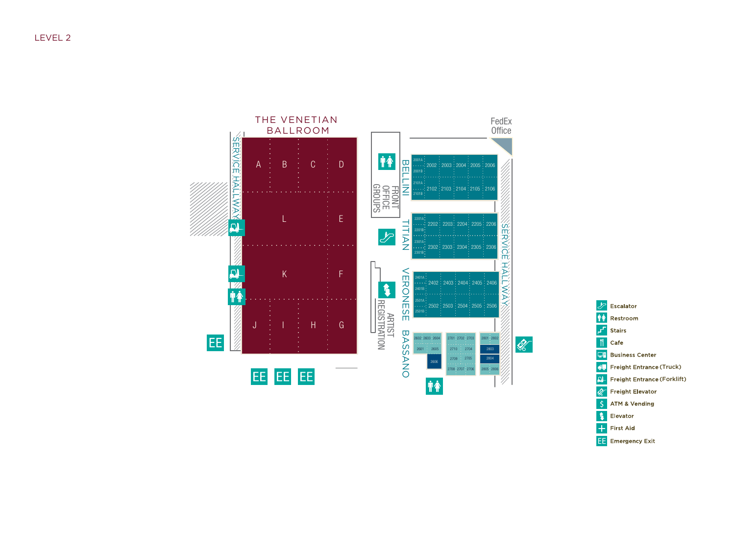LEVEL 2

THE VENETIAN BALLROOM

A B C D

L E

K F

J I H G

SERVICE HALLWAY

FRONT OFFICE GROUPS

ARTIST REGISTRATION

BELLINI

2001A 2001B 2002 2003 2004 2005 2006

2101A 2101B 2102 2103 2104 2105 2106

TITIAN

2201A 2201B 2202 2203 2204 2205 2206

2301A 2301B 2302 2303 2304 2305 2306

VERONESE

2401A 2401B 2402 2403 2404 2405 2406

2501A 2501B 2502 2503 2504 2505 2506

BASSANO

2602 2603 2604 2601 2605 2606

2701 2702 2703 2710 2704 2709 2705 2708 2707 2706

2801 2802 2803 2804 2805 2806

FedEx Office

SERVICE HALLWAY

EE EE EE EE

- Escalator
- Restroom
- Stairs
- Cafe
- Business Center
- Freight Entrance (Truck)
- Freight Entrance (Forklift)
- Freight Elevator
- ATM & Vending
- Elevator
- First Aid
- EE Emergency Exit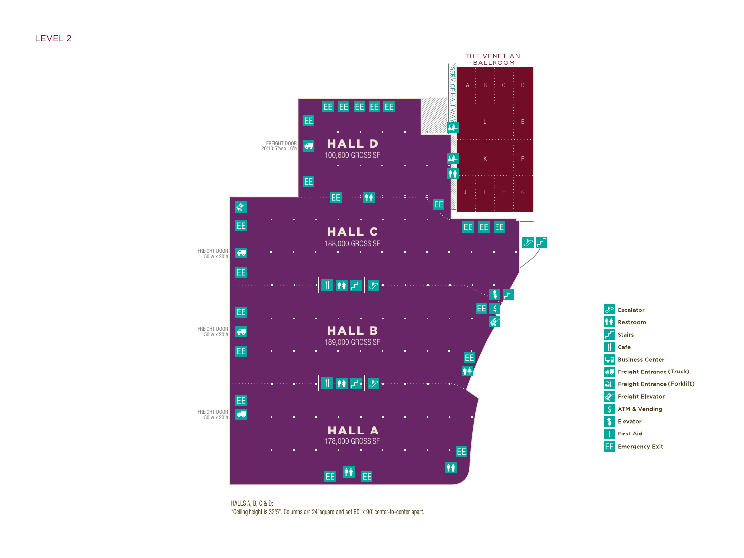# LEVEL 2

THE VENETIAN BALLROOM

A B C D
L E
K F
J I H G

SERVICE HALLWAY

FREIGHT DOOR
20'10.5"w x 16'h

**HALL D**
100,600 GROSS SF

FREIGHT DOOR
50'w x 20'h

**HALL C**
188,000 GROSS SF

FREIGHT DOOR
50'w x 20'h

**HALL B**
189,000 GROSS SF

FREIGHT DOOR
50'w x 20'h

**HALL A**
178,000 GROSS SF

- Escalator
- Restroom
- Stairs
- Cafe
- Business Center
- Freight Entrance (Truck)
- Freight Entrance (Forklift)
- Freight Elevator
- ATM & Vending
- Elevator
- First Aid
- EE Emergency Exit

HALLS A, B, C & D:
*Ceiling height is 32'5". Columns are 24"square and set 60' x 90' center-to-center apart.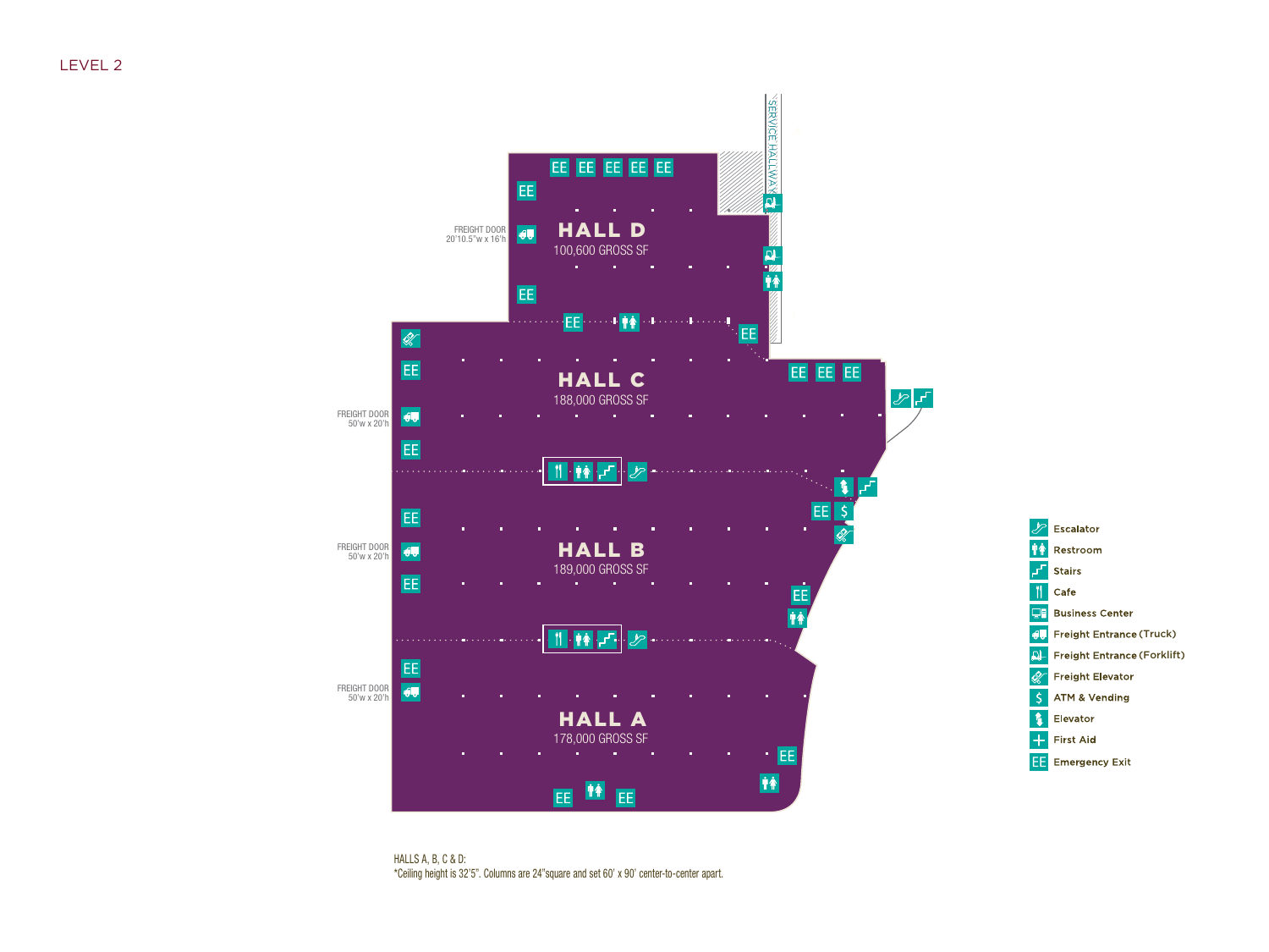# LEVEL 2

FREIGHT DOOR
20'10.5"w x 16'h

## HALL D
100,600 GROSS SF

SERVICE HALLWAY

FREIGHT DOOR
50'w x 20'h

## HALL C
188,000 GROSS SF

FREIGHT DOOR
50'w x 20'h

## HALL B
189,000 GROSS SF

FREIGHT DOOR
50'w x 20'h

## HALL A
178,000 GROSS SF

- Escalator
- Restroom
- Stairs
- Cafe
- Business Center
- Freight Entrance (Truck)
- Freight Entrance (Forklift)
- Freight Elevator
- ATM & Vending
- Elevator
- First Aid
- EE Emergency Exit

HALLS A, B, C & D:
*Ceiling height is 32'5". Columns are 24"square and set 60' x 90' center-to-center apart.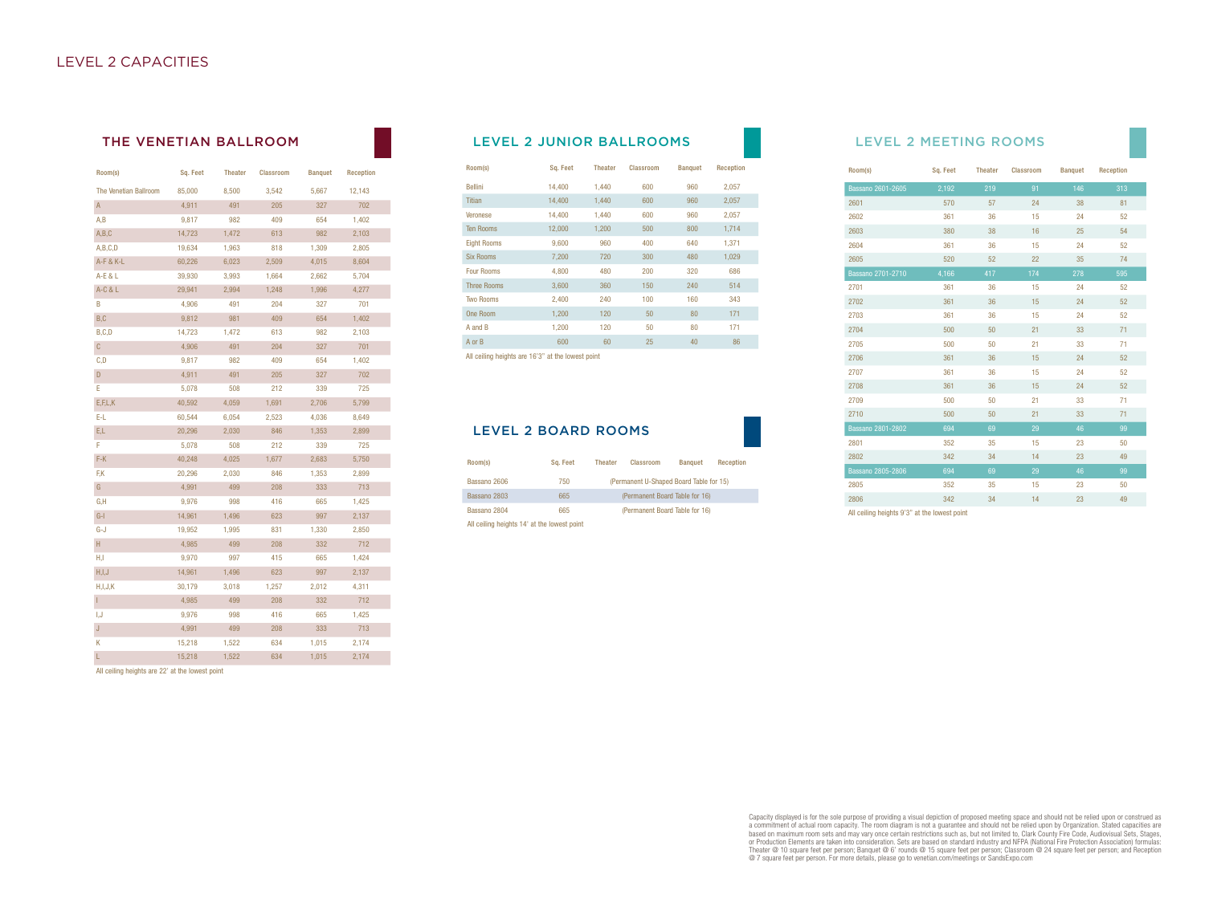# LEVEL 2 CAPACITIES

## THE VENETIAN BALLROOM

| Room(s) | Sq. Feet | Theater | Classroom | Banquet | Reception |
|---|---|---|---|---|---|
| The Venetian Ballroom | 85,000 | 8,500 | 3,542 | 5,667 | 12,143 |
| A | 4,911 | 491 | 205 | 327 | 702 |
| A,B | 9,817 | 982 | 409 | 654 | 1,402 |
| A,B,C | 14,723 | 1,472 | 613 | 982 | 2,103 |
| A,B,C,D | 19,634 | 1,963 | 818 | 1,309 | 2,805 |
| A-F & K-L | 60,226 | 6,023 | 2,509 | 4,015 | 8,604 |
| A-E & L | 39,930 | 3,993 | 1,664 | 2,662 | 5,704 |
| A-C & L | 29,941 | 2,994 | 1,248 | 1,996 | 4,277 |
| B | 4,906 | 491 | 204 | 327 | 701 |
| B,C | 9,812 | 981 | 409 | 654 | 1,402 |
| B,C,D | 14,723 | 1,472 | 613 | 982 | 2,103 |
| C | 4,906 | 491 | 204 | 327 | 701 |
| C,D | 9,817 | 982 | 409 | 654 | 1,402 |
| D | 4,911 | 491 | 205 | 327 | 702 |
| E | 5,078 | 508 | 212 | 339 | 725 |
| E,F,L,K | 40,592 | 4,059 | 1,691 | 2,706 | 5,799 |
| E-L | 60,544 | 6,054 | 2,523 | 4,036 | 8,649 |
| E,L | 20,296 | 2,030 | 846 | 1,353 | 2,899 |
| F | 5,078 | 508 | 212 | 339 | 725 |
| F-K | 40,248 | 4,025 | 1,677 | 2,683 | 5,750 |
| F,K | 20,296 | 2,030 | 846 | 1,353 | 2,899 |
| G | 4,991 | 499 | 208 | 333 | 713 |
| G,H | 9,976 | 998 | 416 | 665 | 1,425 |
| G-I | 14,961 | 1,496 | 623 | 997 | 2,137 |
| G-J | 19,952 | 1,995 | 831 | 1,330 | 2,850 |
| H | 4,985 | 499 | 208 | 332 | 712 |
| H,I | 9,970 | 997 | 415 | 665 | 1,424 |
| H,I,J | 14,961 | 1,496 | 623 | 997 | 2,137 |
| H,I,J,K | 30,179 | 3,018 | 1,257 | 2,012 | 4,311 |
| I | 4,985 | 499 | 208 | 332 | 712 |
| I,J | 9,976 | 998 | 416 | 665 | 1,425 |
| J | 4,991 | 499 | 208 | 333 | 713 |
| K | 15,218 | 1,522 | 634 | 1,015 | 2,174 |
| L | 15,218 | 1,522 | 634 | 1,015 | 2,174 |

All ceiling heights are 22' at the lowest point

## LEVEL 2 JUNIOR BALLROOMS

| Room(s) | Sq. Feet | Theater | Classroom | Banquet | Reception |
|---|---|---|---|---|---|
| Bellini | 14,400 | 1,440 | 600 | 960 | 2,057 |
| Titian | 14,400 | 1,440 | 600 | 960 | 2,057 |
| Veronese | 14,400 | 1,440 | 600 | 960 | 2,057 |
| Ten Rooms | 12,000 | 1,200 | 500 | 800 | 1,714 |
| Eight Rooms | 9,600 | 960 | 400 | 640 | 1,371 |
| Six Rooms | 7,200 | 720 | 300 | 480 | 1,029 |
| Four Rooms | 4,800 | 480 | 200 | 320 | 686 |
| Three Rooms | 3,600 | 360 | 150 | 240 | 514 |
| Two Rooms | 2,400 | 240 | 100 | 160 | 343 |
| One Room | 1,200 | 120 | 50 | 80 | 171 |
| A and B | 1,200 | 120 | 50 | 80 | 171 |
| A or B | 600 | 60 | 25 | 40 | 86 |

All ceiling heights are 16'3" at the lowest point

## LEVEL 2 BOARD ROOMS

| Room(s) | Sq. Feet | Theater | Classroom | Banquet | Reception |
|---|---|---|---|---|---|
| Bassano 2606 | 750 | (Permanent U-Shaped Board Table for 15) | | | |
| Bassano 2803 | 665 | (Permanent Board Table for 16) | | | |
| Bassano 2804 | 665 | (Permanent Board Table for 16) | | | |

All ceiling heights 14' at the lowest point

## LEVEL 2 MEETING ROOMS

| Room(s) | Sq. Feet | Theater | Classroom | Banquet | Reception |
|---|---|---|---|---|---|
| Bassano 2601-2605 | 2,192 | 219 | 91 | 146 | 313 |
| 2601 | 570 | 57 | 24 | 38 | 81 |
| 2602 | 361 | 36 | 15 | 24 | 52 |
| 2603 | 380 | 38 | 16 | 25 | 54 |
| 2604 | 361 | 36 | 15 | 24 | 52 |
| 2605 | 520 | 52 | 22 | 35 | 74 |
| Bassano 2701-2710 | 4,166 | 417 | 174 | 278 | 595 |
| 2701 | 361 | 36 | 15 | 24 | 52 |
| 2702 | 361 | 36 | 15 | 24 | 52 |
| 2703 | 361 | 36 | 15 | 24 | 52 |
| 2704 | 500 | 50 | 21 | 33 | 71 |
| 2705 | 500 | 50 | 21 | 33 | 71 |
| 2706 | 361 | 36 | 15 | 24 | 52 |
| 2707 | 361 | 36 | 15 | 24 | 52 |
| 2708 | 361 | 36 | 15 | 24 | 52 |
| 2709 | 500 | 50 | 21 | 33 | 71 |
| 2710 | 500 | 50 | 21 | 33 | 71 |
| Bassano 2801-2802 | 694 | 69 | 29 | 46 | 99 |
| 2801 | 352 | 35 | 15 | 23 | 50 |
| 2802 | 342 | 34 | 14 | 23 | 49 |
| Bassano 2805-2806 | 694 | 69 | 29 | 46 | 99 |
| 2805 | 352 | 35 | 15 | 23 | 50 |
| 2806 | 342 | 34 | 14 | 23 | 49 |

All ceiling heights 9'3" at the lowest point

Capacity displayed is for the sole purpose of providing a visual depiction of proposed meeting space and should not be relied upon or construed as a commitment of actual room capacity. The room diagram is not a guarantee and should not be relied upon by Organization. Stated capacities are based on maximum room sets and may vary once certain restrictions such as, but not limited to, Clark County Fire Code, Audiovisual Sets, Stages, or Production Elements are taken into consideration. Sets are based on standard industry and NFPA (National Fire Protection Association) formulas: Theater @ 10 square feet per person; Banquet @ 6' rounds @ 15 square feet per person; Classroom @ 24 square feet per person; and Reception @ 7 square feet per person. For more details, please go to venetian.com/meetings or SandsExpo.com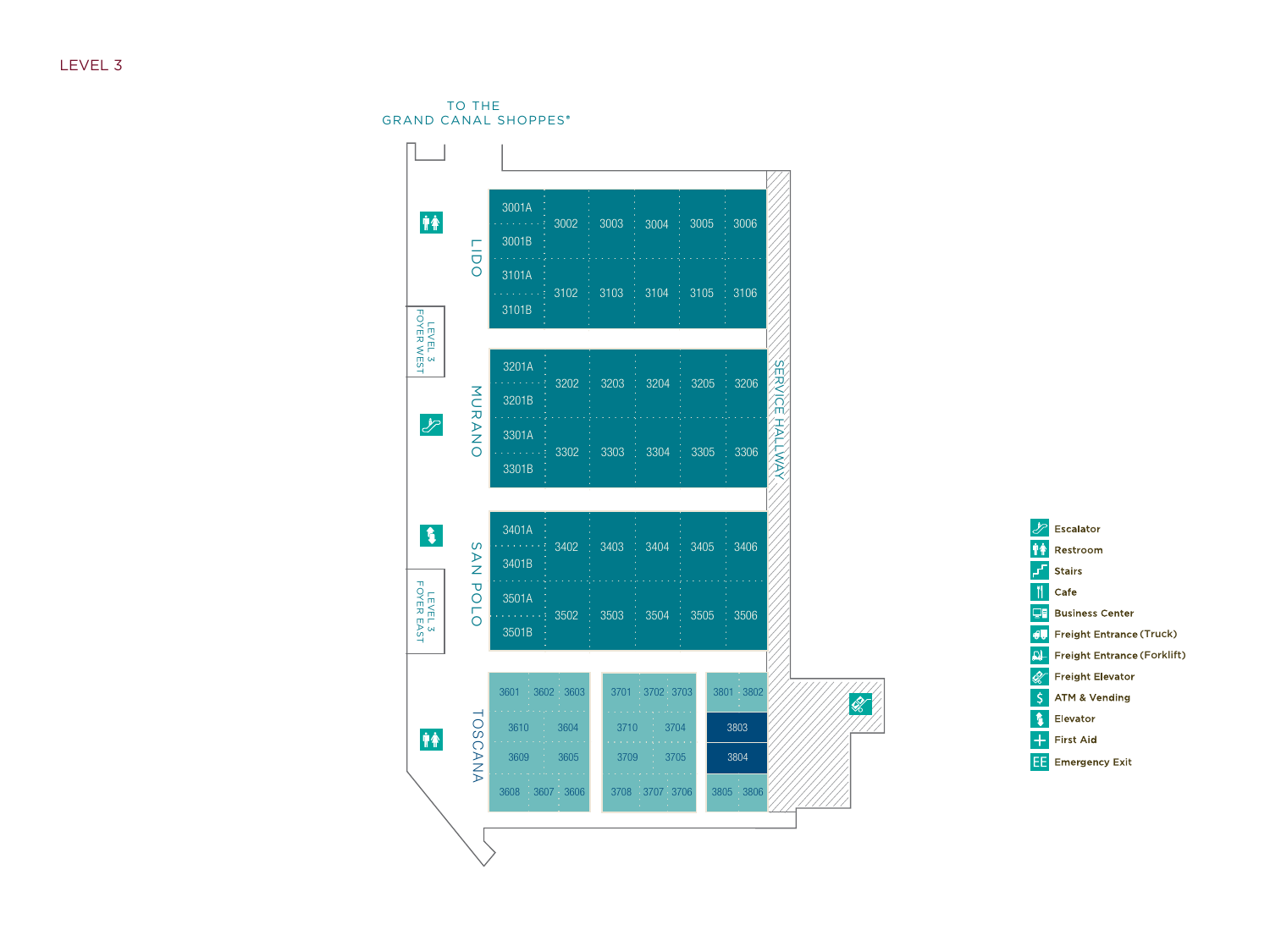# LEVEL 3

TO THE GRAND CANAL SHOPPES®

LEVEL 3 FOYER WEST

LEVEL 3 FOYER EAST

SERVICE HALLWAY

## LIDO

| 3001A / 3001B | 3002 | 3003 | 3004 | 3005 | 3006 |
|---|---|---|---|---|---|
| 3101A / 3101B | 3102 | 3103 | 3104 | 3105 | 3106 |

## MURANO

| 3201A / 3201B | 3202 | 3203 | 3204 | 3205 | 3206 |
|---|---|---|---|---|---|
| 3301A / 3301B | 3302 | 3303 | 3304 | 3305 | 3306 |

## SAN POLO

| 3401A / 3401B | 3402 | 3403 | 3404 | 3405 | 3406 |
|---|---|---|---|---|---|
| 3501A / 3501B | 3502 | 3503 | 3504 | 3505 | 3506 |

## TOSCANA

3601, 3602, 3603, 3604, 3605, 3606, 3607, 3608, 3609, 3610

3701, 3702, 3703, 3704, 3705, 3706, 3707, 3708, 3709, 3710

3801, 3802, 3803, 3804, 3805, 3806

### Legend

- Escalator
- Restroom
- Stairs
- Cafe
- Business Center
- Freight Entrance (Truck)
- Freight Entrance (Forklift)
- Freight Elevator
- ATM & Vending
- Elevator
- First Aid
- Emergency Exit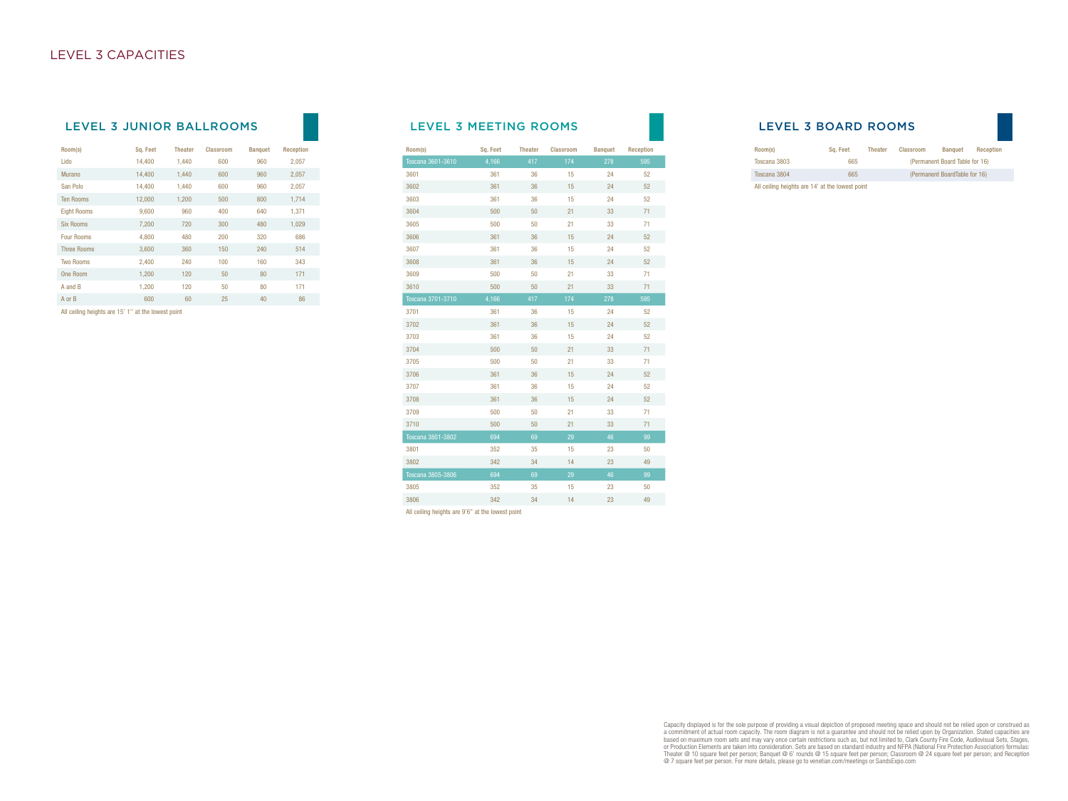# LEVEL 3 CAPACITIES

## LEVEL 3 JUNIOR BALLROOMS

| Room(s) | Sq. Feet | Theater | Classroom | Banquet | Reception |
|---|---|---|---|---|---|
| Lido | 14,400 | 1,440 | 600 | 960 | 2,057 |
| Murano | 14,400 | 1,440 | 600 | 960 | 2,057 |
| San Polo | 14,400 | 1,440 | 600 | 960 | 2,057 |
| Ten Rooms | 12,000 | 1,200 | 500 | 800 | 1,714 |
| Eight Rooms | 9,600 | 960 | 400 | 640 | 1,371 |
| Six Rooms | 7,200 | 720 | 300 | 480 | 1,029 |
| Four Rooms | 4,800 | 480 | 200 | 320 | 686 |
| Three Rooms | 3,600 | 360 | 150 | 240 | 514 |
| Two Rooms | 2,400 | 240 | 100 | 160 | 343 |
| One Room | 1,200 | 120 | 50 | 80 | 171 |
| A and B | 1,200 | 120 | 50 | 80 | 171 |
| A or B | 600 | 60 | 25 | 40 | 86 |

All ceiling heights are 15' 1" at the lowest point

## LEVEL 3 MEETING ROOMS

| Room(s) | Sq. Feet | Theater | Classroom | Banquet | Reception |
|---|---|---|---|---|---|
| Toscana 3601-3610 | 4,166 | 417 | 174 | 278 | 595 |
| 3601 | 361 | 36 | 15 | 24 | 52 |
| 3602 | 361 | 36 | 15 | 24 | 52 |
| 3603 | 361 | 36 | 15 | 24 | 52 |
| 3604 | 500 | 50 | 21 | 33 | 71 |
| 3605 | 500 | 50 | 21 | 33 | 71 |
| 3606 | 361 | 36 | 15 | 24 | 52 |
| 3607 | 361 | 36 | 15 | 24 | 52 |
| 3608 | 361 | 36 | 15 | 24 | 52 |
| 3609 | 500 | 50 | 21 | 33 | 71 |
| 3610 | 500 | 50 | 21 | 33 | 71 |
| Toscana 3701-3710 | 4,166 | 417 | 174 | 278 | 595 |
| 3701 | 361 | 36 | 15 | 24 | 52 |
| 3702 | 361 | 36 | 15 | 24 | 52 |
| 3703 | 361 | 36 | 15 | 24 | 52 |
| 3704 | 500 | 50 | 21 | 33 | 71 |
| 3705 | 500 | 50 | 21 | 33 | 71 |
| 3706 | 361 | 36 | 15 | 24 | 52 |
| 3707 | 361 | 36 | 15 | 24 | 52 |
| 3708 | 361 | 36 | 15 | 24 | 52 |
| 3709 | 500 | 50 | 21 | 33 | 71 |
| 3710 | 500 | 50 | 21 | 33 | 71 |
| Toscana 3801-3802 | 694 | 69 | 29 | 46 | 99 |
| 3801 | 352 | 35 | 15 | 23 | 50 |
| 3802 | 342 | 34 | 14 | 23 | 49 |
| Toscana 3805-3806 | 694 | 69 | 29 | 46 | 99 |
| 3805 | 352 | 35 | 15 | 23 | 50 |
| 3806 | 342 | 34 | 14 | 23 | 49 |

All ceiling heights are 9'6" at the lowest point

## LEVEL 3 BOARD ROOMS

| Room(s) | Sq. Feet | Theater | Classroom | Banquet | Reception |
|---|---|---|---|---|---|
| Toscana 3803 | 665 | (Permanent Board Table for 16) | | | |
| Toscana 3804 | 665 | (Permanent BoardTable for 16) | | | |

All ceiling heights are 14' at the lowest point

Capacity displayed is for the sole purpose of providing a visual depiction of proposed meeting space and should not be relied upon or construed as a commitment of actual room capacity. The room diagram is not a guarantee and should not be relied upon by Organization. Stated capacities are based on maximum room sets and may vary once certain restrictions such as, but not limited to, Clark County Fire Code, Audiovisual Sets, Stages, or Production Elements are taken into consideration. Sets are based on standard industry and NFPA (National Fire Protection Association) formulas: Theater @ 10 square feet per person; Banquet @ 6' rounds @ 15 square feet per person; Classroom @ 24 square feet per person; and Reception @ 7 square feet per person. For more details, please go to venetian.com/meetings or SandsExpo.com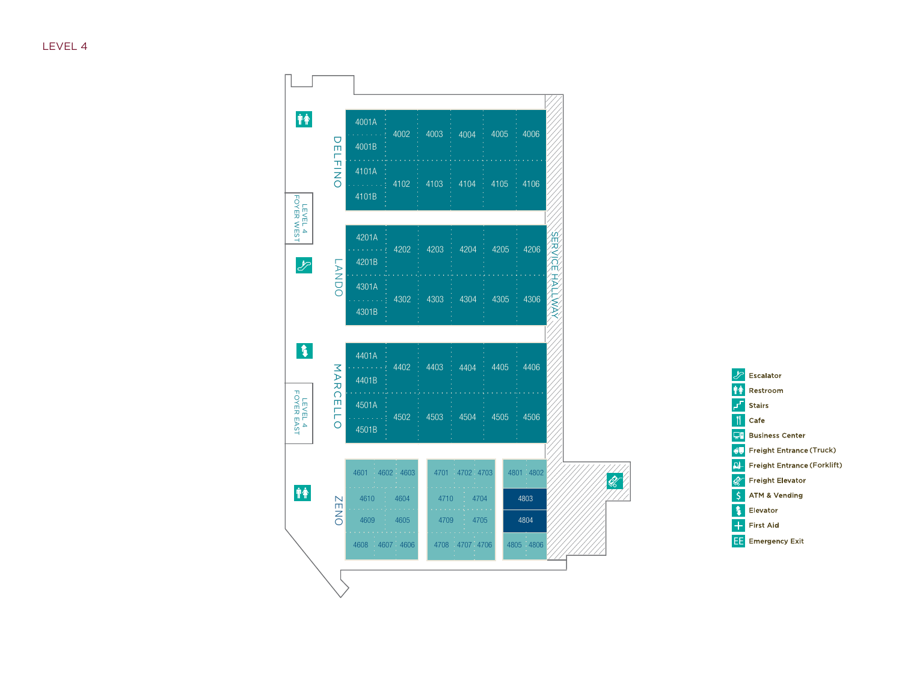# LEVEL 4

## DELFINO

| | | | | | |
|---|---|---|---|---|---|
| 4001A / 4001B | 4002 | 4003 | 4004 | 4005 | 4006 |
| 4101A / 4101B | 4102 | 4103 | 4104 | 4105 | 4106 |

## LANDO

| | | | | | |
|---|---|---|---|---|---|
| 4201A / 4201B | 4202 | 4203 | 4204 | 4205 | 4206 |
| 4301A / 4301B | 4302 | 4303 | 4304 | 4305 | 4306 |

## MARCELLO

| | | | | | |
|---|---|---|---|---|---|
| 4401A / 4401B | 4402 | 4403 | 4404 | 4405 | 4406 |
| 4501A / 4501B | 4502 | 4503 | 4504 | 4505 | 4506 |

## ZENO

4601, 4602, 4603, 4604, 4605, 4606, 4607, 4608, 4609, 4610

4701, 4702, 4703, 4704, 4705, 4706, 4707, 4708, 4709, 4710

4801, 4802, 4803, 4804, 4805, 4806

LEVEL 4 FOYER WEST

LEVEL 4 FOYER EAST

SERVICE HALLWAY

- Escalator
- Restroom
- Stairs
- Cafe
- Business Center
- Freight Entrance (Truck)
- Freight Entrance (Forklift)
- Freight Elevator
- ATM & Vending
- Elevator
- First Aid
- Emergency Exit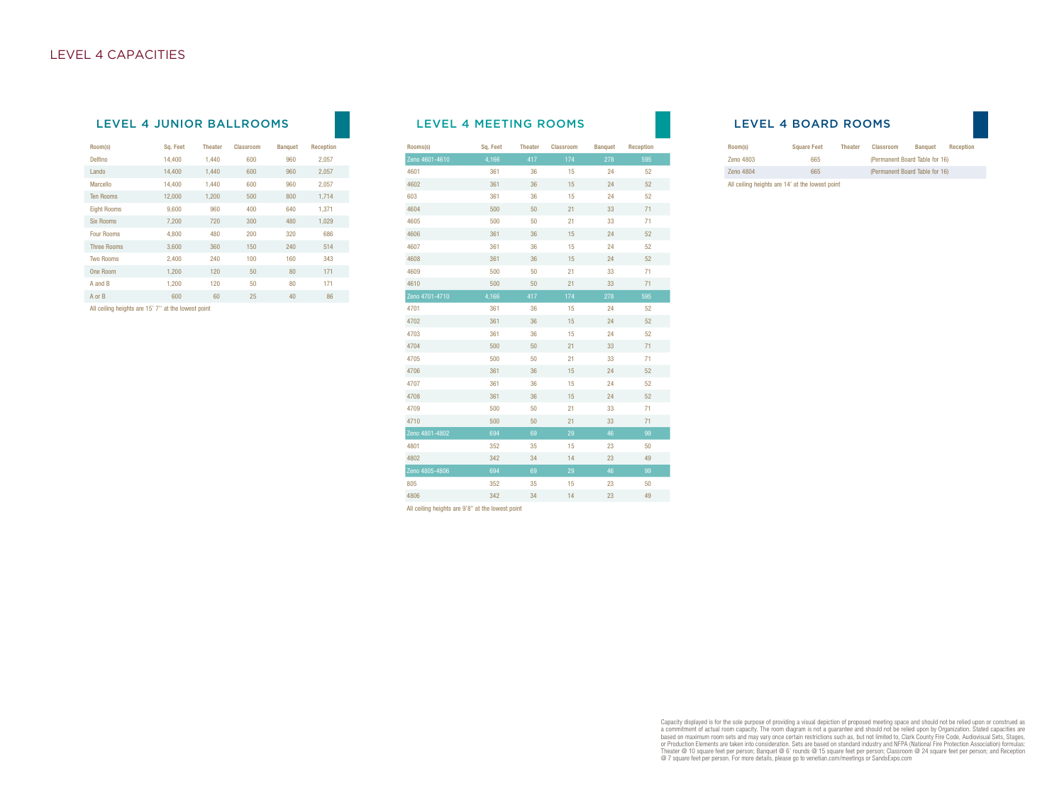# LEVEL 4 CAPACITIES

## LEVEL 4 JUNIOR BALLROOMS

| Room(s) | Sq. Feet | Theater | Classroom | Banquet | Reception |
|---|---|---|---|---|---|
| Delfino | 14,400 | 1,440 | 600 | 960 | 2,057 |
| Lando | 14,400 | 1,440 | 600 | 960 | 2,057 |
| Marcello | 14,400 | 1,440 | 600 | 960 | 2,057 |
| Ten Rooms | 12,000 | 1,200 | 500 | 800 | 1,714 |
| Eight Rooms | 9,600 | 960 | 400 | 640 | 1,371 |
| Six Rooms | 7,200 | 720 | 300 | 480 | 1,029 |
| Four Rooms | 4,800 | 480 | 200 | 320 | 686 |
| Three Rooms | 3,600 | 360 | 150 | 240 | 514 |
| Two Rooms | 2,400 | 240 | 100 | 160 | 343 |
| One Room | 1,200 | 120 | 50 | 80 | 171 |
| A and B | 1,200 | 120 | 50 | 80 | 171 |
| A or B | 600 | 60 | 25 | 40 | 86 |

All ceiling heights are 15' 7" at the lowest point

## LEVEL 4 MEETING ROOMS

| Rooms(s) | Sq. Feet | Theater | Classroom | Banquet | Reception |
|---|---|---|---|---|---|
| Zeno 4601-4610 | 4,166 | 417 | 174 | 278 | 595 |
| 4601 | 361 | 36 | 15 | 24 | 52 |
| 4602 | 361 | 36 | 15 | 24 | 52 |
| 603 | 361 | 36 | 15 | 24 | 52 |
| 4604 | 500 | 50 | 21 | 33 | 71 |
| 4605 | 500 | 50 | 21 | 33 | 71 |
| 4606 | 361 | 36 | 15 | 24 | 52 |
| 4607 | 361 | 36 | 15 | 24 | 52 |
| 4608 | 361 | 36 | 15 | 24 | 52 |
| 4609 | 500 | 50 | 21 | 33 | 71 |
| 4610 | 500 | 50 | 21 | 33 | 71 |
| Zeno 4701-4710 | 4,166 | 417 | 174 | 278 | 595 |
| 4701 | 361 | 36 | 15 | 24 | 52 |
| 4702 | 361 | 36 | 15 | 24 | 52 |
| 4703 | 361 | 36 | 15 | 24 | 52 |
| 4704 | 500 | 50 | 21 | 33 | 71 |
| 4705 | 500 | 50 | 21 | 33 | 71 |
| 4706 | 361 | 36 | 15 | 24 | 52 |
| 4707 | 361 | 36 | 15 | 24 | 52 |
| 4708 | 361 | 36 | 15 | 24 | 52 |
| 4709 | 500 | 50 | 21 | 33 | 71 |
| 4710 | 500 | 50 | 21 | 33 | 71 |
| Zeno 4801-4802 | 694 | 69 | 29 | 46 | 99 |
| 4801 | 352 | 35 | 15 | 23 | 50 |
| 4802 | 342 | 34 | 14 | 23 | 49 |
| Zeno 4805-4806 | 694 | 69 | 29 | 46 | 99 |
| 805 | 352 | 35 | 15 | 23 | 50 |
| 4806 | 342 | 34 | 14 | 23 | 49 |

All ceiling heights are 9'8" at the lowest point

## LEVEL 4 BOARD ROOMS

| Room(s) | Square Feet | Theater | Classroom | Banquet | Reception |
|---|---|---|---|---|---|
| Zeno 4803 | 665 | | (Permanent Board Table for 16) | | |
| Zeno 4804 | 665 | | (Permanent Board Table for 16) | | |

All ceiling heights are 14' at the lowest point

Capacity displayed is for the sole purpose of providing a visual depiction of proposed meeting space and should not be relied upon or construed as a commitment of actual room capacity. The room diagram is not a guarantee and should not be relied upon by Organization. Stated capacities are based on maximum room sets and may vary once certain restrictions such as, but not limited to, Clark County Fire Code, Audiovisual Sets, Stages, or Production Elements are taken into consideration. Sets are based on standard industry and NFPA (National Fire Protection Association) formulas: Theater @ 10 square feet per person; Banquet @ 6' rounds @ 15 square feet per person; Classroom @ 24 square feet per person; and Reception @ 7 square feet per person. For more details, please go to venetian.com/meetings or SandsExpo.com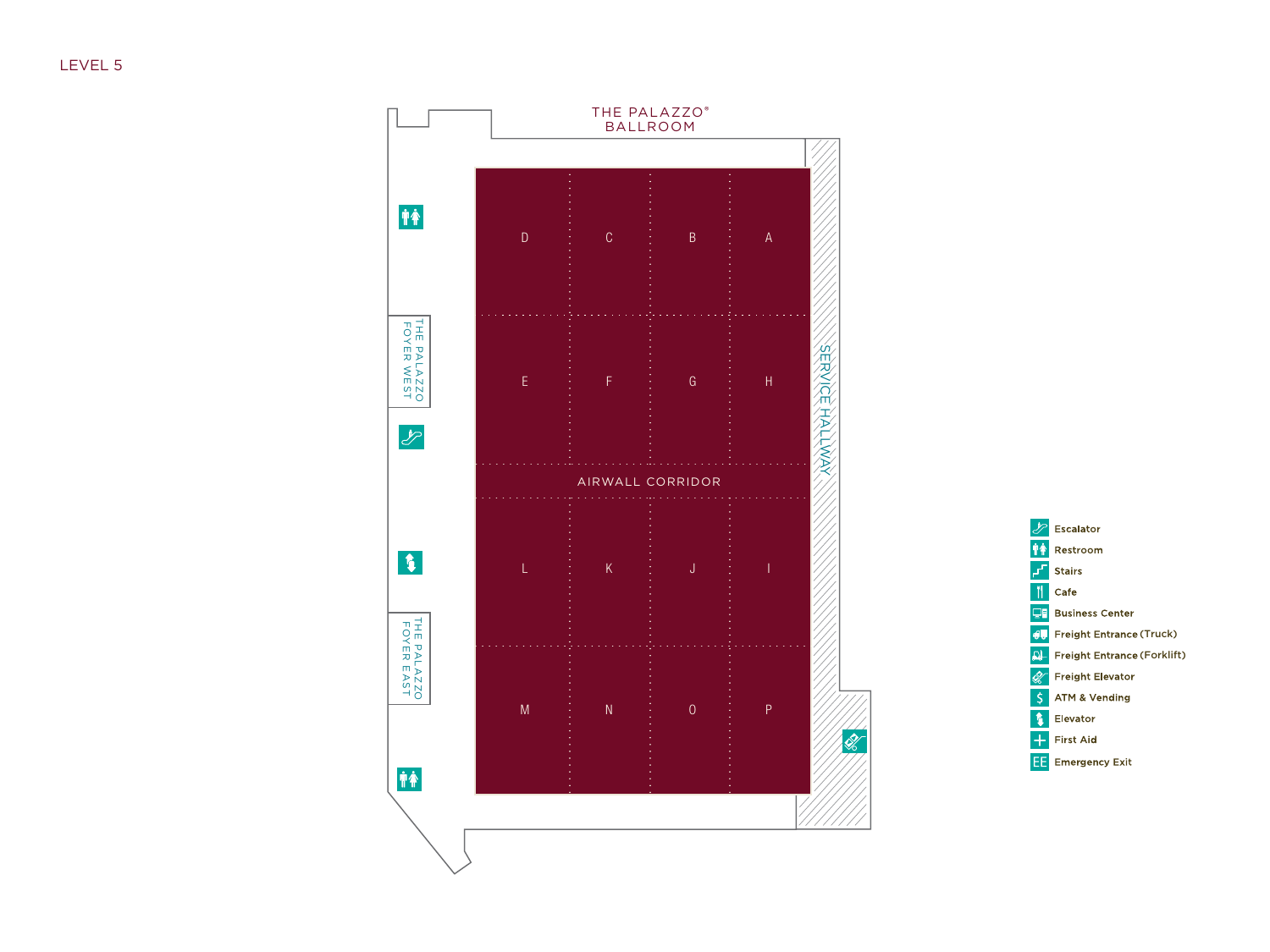LEVEL 5

THE PALAZZO® BALLROOM

| D | C | B | A |
|---|---|---|---|
| E | F | G | H |

AIRWALL CORRIDOR

| L | K | J | I |
|---|---|---|---|
| M | N | O | P |

THE PALAZZO FOYER WEST

THE PALAZZO FOYER EAST

SERVICE HALLWAY

- Escalator
- Restroom
- Stairs
- Cafe
- Business Center
- Freight Entrance (Truck)
- Freight Entrance (Forklift)
- Freight Elevator
- ATM & Vending
- Elevator
- First Aid
- Emergency Exit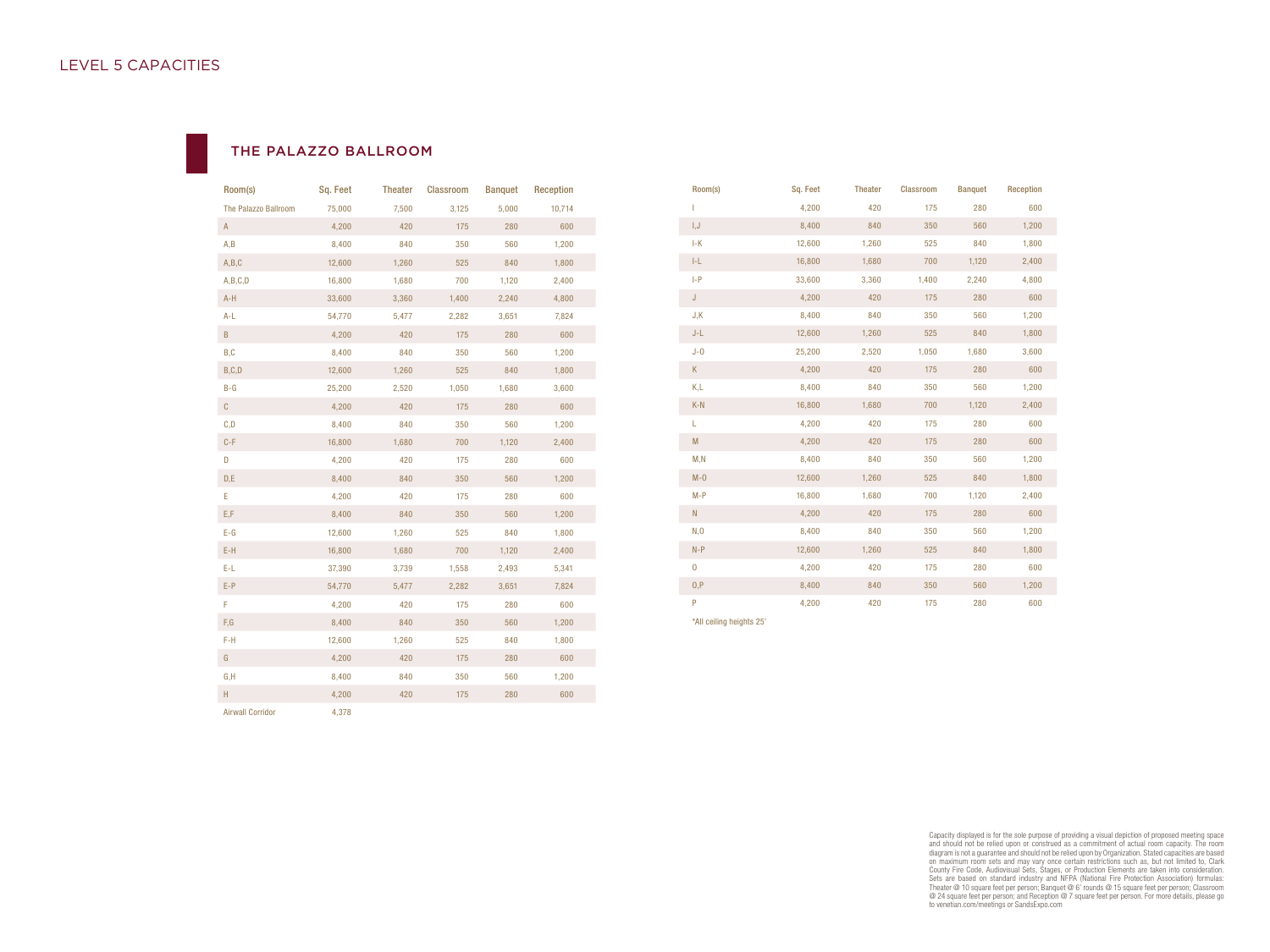# LEVEL 5 CAPACITIES

## THE PALAZZO BALLROOM

| Room(s) | Sq. Feet | Theater | Classroom | Banquet | Reception |
|---|---|---|---|---|---|
| The Palazzo Ballroom | 75,000 | 7,500 | 3,125 | 5,000 | 10,714 |
| A | 4,200 | 420 | 175 | 280 | 600 |
| A,B | 8,400 | 840 | 350 | 560 | 1,200 |
| A,B,C | 12,600 | 1,260 | 525 | 840 | 1,800 |
| A,B,C,D | 16,800 | 1,680 | 700 | 1,120 | 2,400 |
| A-H | 33,600 | 3,360 | 1,400 | 2,240 | 4,800 |
| A-L | 54,770 | 5,477 | 2,282 | 3,651 | 7,824 |
| B | 4,200 | 420 | 175 | 280 | 600 |
| B,C | 8,400 | 840 | 350 | 560 | 1,200 |
| B,C,D | 12,600 | 1,260 | 525 | 840 | 1,800 |
| B-G | 25,200 | 2,520 | 1,050 | 1,680 | 3,600 |
| C | 4,200 | 420 | 175 | 280 | 600 |
| C,D | 8,400 | 840 | 350 | 560 | 1,200 |
| C-F | 16,800 | 1,680 | 700 | 1,120 | 2,400 |
| D | 4,200 | 420 | 175 | 280 | 600 |
| D,E | 8,400 | 840 | 350 | 560 | 1,200 |
| E | 4,200 | 420 | 175 | 280 | 600 |
| E,F | 8,400 | 840 | 350 | 560 | 1,200 |
| E-G | 12,600 | 1,260 | 525 | 840 | 1,800 |
| E-H | 16,800 | 1,680 | 700 | 1,120 | 2,400 |
| E-L | 37,390 | 3,739 | 1,558 | 2,493 | 5,341 |
| E-P | 54,770 | 5,477 | 2,282 | 3,651 | 7,824 |
| F | 4,200 | 420 | 175 | 280 | 600 |
| F,G | 8,400 | 840 | 350 | 560 | 1,200 |
| F-H | 12,600 | 1,260 | 525 | 840 | 1,800 |
| G | 4,200 | 420 | 175 | 280 | 600 |
| G,H | 8,400 | 840 | 350 | 560 | 1,200 |
| H | 4,200 | 420 | 175 | 280 | 600 |
| Airwall Corridor | 4,378 | | | | |

| Room(s) | Sq. Feet | Theater | Classroom | Banquet | Reception |
|---|---|---|---|---|---|
| I | 4,200 | 420 | 175 | 280 | 600 |
| I,J | 8,400 | 840 | 350 | 560 | 1,200 |
| I-K | 12,600 | 1,260 | 525 | 840 | 1,800 |
| I-L | 16,800 | 1,680 | 700 | 1,120 | 2,400 |
| I-P | 33,600 | 3,360 | 1,400 | 2,240 | 4,800 |
| J | 4,200 | 420 | 175 | 280 | 600 |
| J,K | 8,400 | 840 | 350 | 560 | 1,200 |
| J-L | 12,600 | 1,260 | 525 | 840 | 1,800 |
| J-O | 25,200 | 2,520 | 1,050 | 1,680 | 3,600 |
| K | 4,200 | 420 | 175 | 280 | 600 |
| K,L | 8,400 | 840 | 350 | 560 | 1,200 |
| K-N | 16,800 | 1,680 | 700 | 1,120 | 2,400 |
| L | 4,200 | 420 | 175 | 280 | 600 |
| M | 4,200 | 420 | 175 | 280 | 600 |
| M,N | 8,400 | 840 | 350 | 560 | 1,200 |
| M-O | 12,600 | 1,260 | 525 | 840 | 1,800 |
| M-P | 16,800 | 1,680 | 700 | 1,120 | 2,400 |
| N | 4,200 | 420 | 175 | 280 | 600 |
| N,O | 8,400 | 840 | 350 | 560 | 1,200 |
| N-P | 12,600 | 1,260 | 525 | 840 | 1,800 |
| O | 4,200 | 420 | 175 | 280 | 600 |
| O,P | 8,400 | 840 | 350 | 560 | 1,200 |
| P | 4,200 | 420 | 175 | 280 | 600 |

*All ceiling heights 25'

Capacity displayed is for the sole purpose of providing a visual depiction of proposed meeting space and should not be relied upon or construed as a commitment of actual room capacity. The room diagram is not a guarantee and should not be relied upon by Organization. Stated capacities are based on maximum room sets and may vary once certain restrictions such as, but not limited to, Clark County Fire Code, Audiovisual Sets, Stages, or Production Elements are taken into consideration. Sets are based on standard industry and NFPA (National Fire Protection Association) formulas: Theater @ 10 square feet per person; Banquet @ 6' rounds @ 15 square feet per person; Classroom @ 24 square feet per person; and Reception @ 7 square feet per person. For more details, please go to venetian.com/meetings or SandsExpo.com